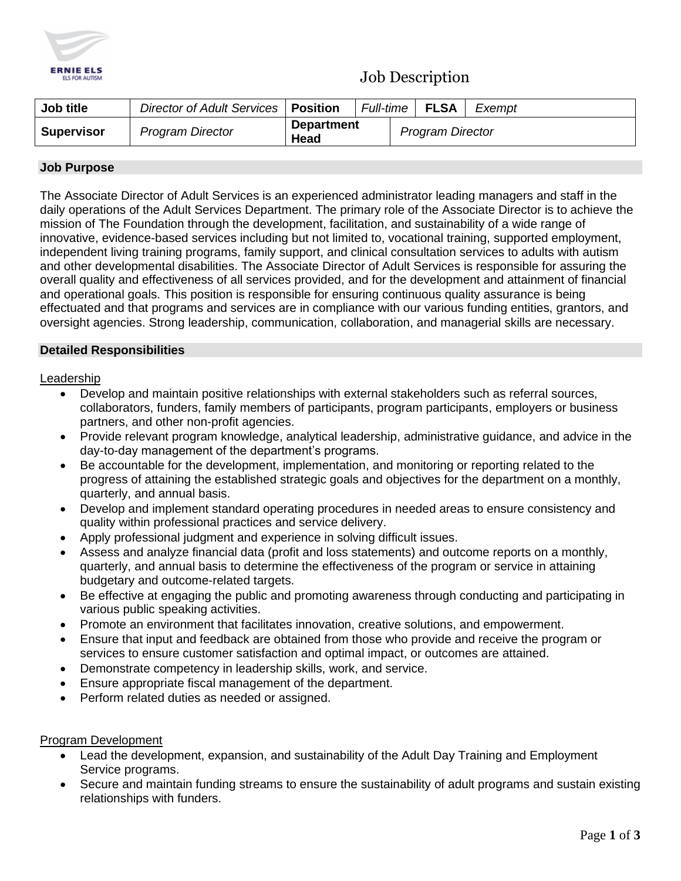# Job Description

| Job title | Director of Adult Services | Position | Full-time | FLSA | Exempt |
|---|---|---|---|---|---|
| Supervisor | Program Director | Department Head | Program Director | | |

## Job Purpose

The Associate Director of Adult Services is an experienced administrator leading managers and staff in the daily operations of the Adult Services Department. The primary role of the Associate Director is to achieve the mission of The Foundation through the development, facilitation, and sustainability of a wide range of innovative, evidence-based services including but not limited to, vocational training, supported employment, independent living training programs, family support, and clinical consultation services to adults with autism and other developmental disabilities. The Associate Director of Adult Services is responsible for assuring the overall quality and effectiveness of all services provided, and for the development and attainment of financial and operational goals. This position is responsible for ensuring continuous quality assurance is being effectuated and that programs and services are in compliance with our various funding entities, grantors, and oversight agencies. Strong leadership, communication, collaboration, and managerial skills are necessary.

## Detailed Responsibilities

### Leadership

- Develop and maintain positive relationships with external stakeholders such as referral sources, collaborators, funders, family members of participants, program participants, employers or business partners, and other non-profit agencies.
- Provide relevant program knowledge, analytical leadership, administrative guidance, and advice in the day-to-day management of the department's programs.
- Be accountable for the development, implementation, and monitoring or reporting related to the progress of attaining the established strategic goals and objectives for the department on a monthly, quarterly, and annual basis.
- Develop and implement standard operating procedures in needed areas to ensure consistency and quality within professional practices and service delivery.
- Apply professional judgment and experience in solving difficult issues.
- Assess and analyze financial data (profit and loss statements) and outcome reports on a monthly, quarterly, and annual basis to determine the effectiveness of the program or service in attaining budgetary and outcome-related targets.
- Be effective at engaging the public and promoting awareness through conducting and participating in various public speaking activities.
- Promote an environment that facilitates innovation, creative solutions, and empowerment.
- Ensure that input and feedback are obtained from those who provide and receive the program or services to ensure customer satisfaction and optimal impact, or outcomes are attained.
- Demonstrate competency in leadership skills, work, and service.
- Ensure appropriate fiscal management of the department.
- Perform related duties as needed or assigned.

### Program Development

- Lead the development, expansion, and sustainability of the Adult Day Training and Employment Service programs.
- Secure and maintain funding streams to ensure the sustainability of adult programs and sustain existing relationships with funders.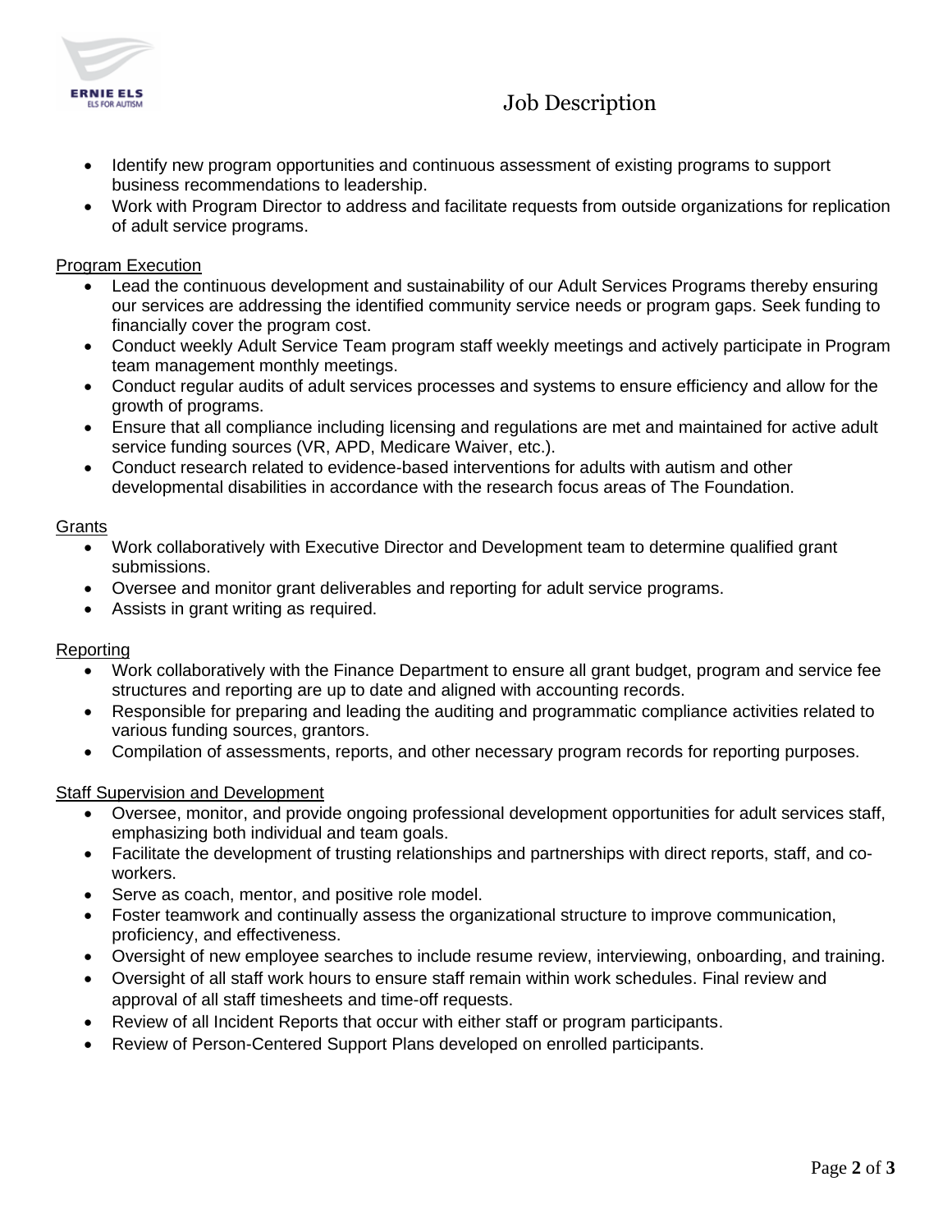- Identify new program opportunities and continuous assessment of existing programs to support business recommendations to leadership.
- Work with Program Director to address and facilitate requests from outside organizations for replication of adult service programs.

Program Execution

- Lead the continuous development and sustainability of our Adult Services Programs thereby ensuring our services are addressing the identified community service needs or program gaps. Seek funding to financially cover the program cost.
- Conduct weekly Adult Service Team program staff weekly meetings and actively participate in Program team management monthly meetings.
- Conduct regular audits of adult services processes and systems to ensure efficiency and allow for the growth of programs.
- Ensure that all compliance including licensing and regulations are met and maintained for active adult service funding sources (VR, APD, Medicare Waiver, etc.).
- Conduct research related to evidence-based interventions for adults with autism and other developmental disabilities in accordance with the research focus areas of The Foundation.

Grants

- Work collaboratively with Executive Director and Development team to determine qualified grant submissions.
- Oversee and monitor grant deliverables and reporting for adult service programs.
- Assists in grant writing as required.

Reporting

- Work collaboratively with the Finance Department to ensure all grant budget, program and service fee structures and reporting are up to date and aligned with accounting records.
- Responsible for preparing and leading the auditing and programmatic compliance activities related to various funding sources, grantors.
- Compilation of assessments, reports, and other necessary program records for reporting purposes.

Staff Supervision and Development

- Oversee, monitor, and provide ongoing professional development opportunities for adult services staff, emphasizing both individual and team goals.
- Facilitate the development of trusting relationships and partnerships with direct reports, staff, and co-workers.
- Serve as coach, mentor, and positive role model.
- Foster teamwork and continually assess the organizational structure to improve communication, proficiency, and effectiveness.
- Oversight of new employee searches to include resume review, interviewing, onboarding, and training.
- Oversight of all staff work hours to ensure staff remain within work schedules. Final review and approval of all staff timesheets and time-off requests.
- Review of all Incident Reports that occur with either staff or program participants.
- Review of Person-Centered Support Plans developed on enrolled participants.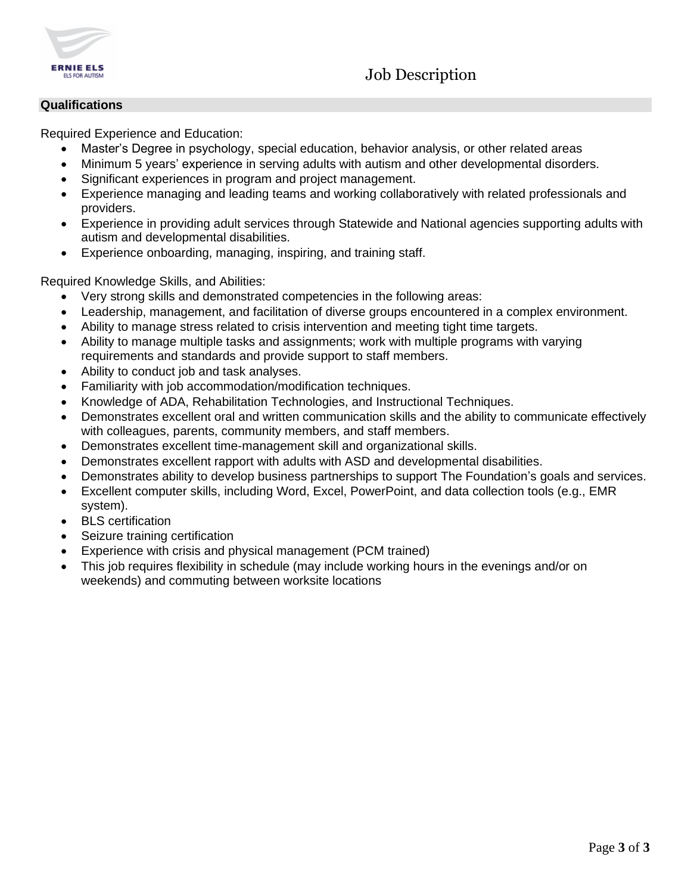## Qualifications

Required Experience and Education:

- Master's Degree in psychology, special education, behavior analysis, or other related areas
- Minimum 5 years' experience in serving adults with autism and other developmental disorders.
- Significant experiences in program and project management.
- Experience managing and leading teams and working collaboratively with related professionals and providers.
- Experience in providing adult services through Statewide and National agencies supporting adults with autism and developmental disabilities.
- Experience onboarding, managing, inspiring, and training staff.

Required Knowledge Skills, and Abilities:

- Very strong skills and demonstrated competencies in the following areas:
- Leadership, management, and facilitation of diverse groups encountered in a complex environment.
- Ability to manage stress related to crisis intervention and meeting tight time targets.
- Ability to manage multiple tasks and assignments; work with multiple programs with varying requirements and standards and provide support to staff members.
- Ability to conduct job and task analyses.
- Familiarity with job accommodation/modification techniques.
- Knowledge of ADA, Rehabilitation Technologies, and Instructional Techniques.
- Demonstrates excellent oral and written communication skills and the ability to communicate effectively with colleagues, parents, community members, and staff members.
- Demonstrates excellent time-management skill and organizational skills.
- Demonstrates excellent rapport with adults with ASD and developmental disabilities.
- Demonstrates ability to develop business partnerships to support The Foundation's goals and services.
- Excellent computer skills, including Word, Excel, PowerPoint, and data collection tools (e.g., EMR system).
- BLS certification
- Seizure training certification
- Experience with crisis and physical management (PCM trained)
- This job requires flexibility in schedule (may include working hours in the evenings and/or on weekends) and commuting between worksite locations